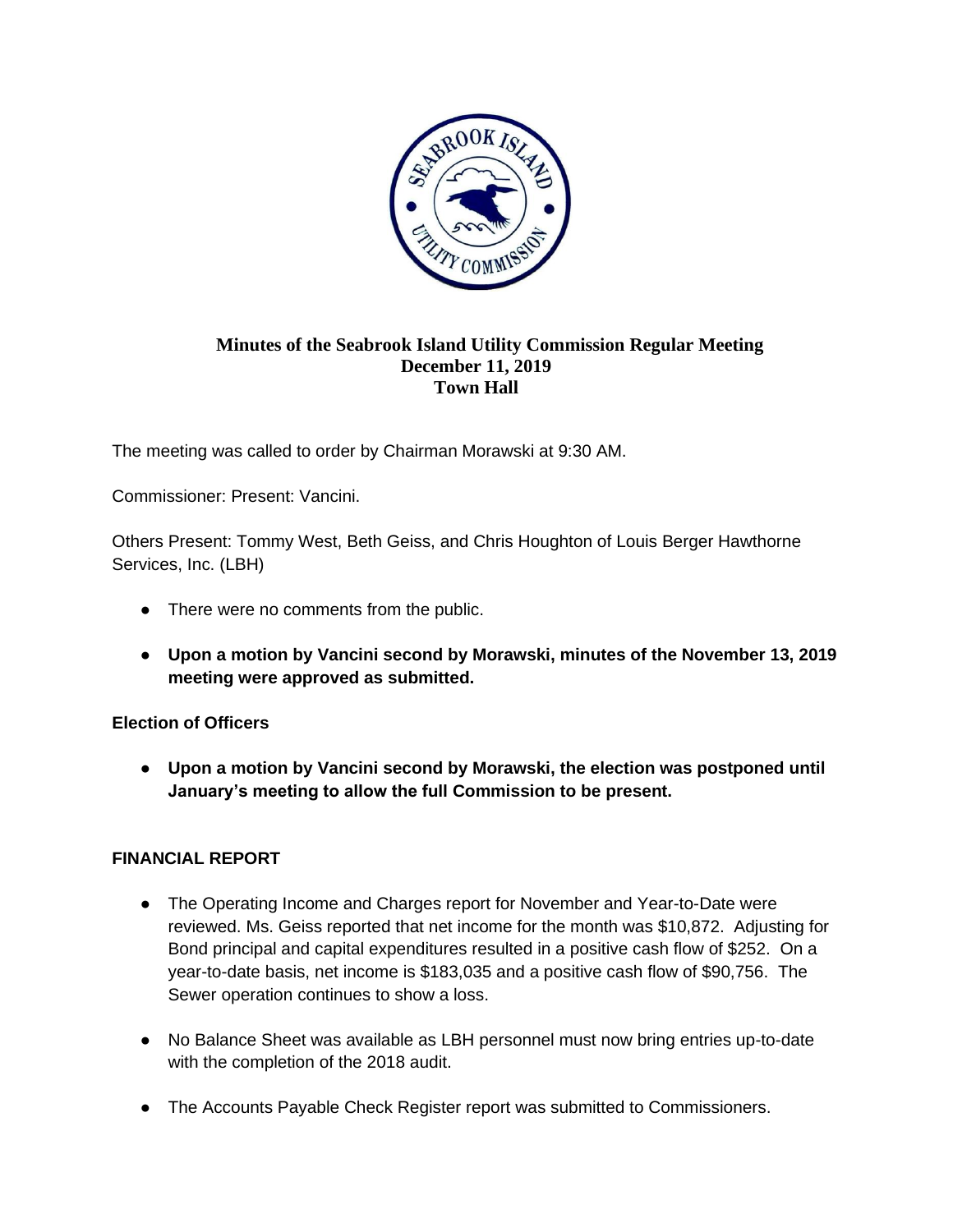# Minutes of the Seabrook Island Utility Commission Regular Meeting
**December 11, 2019**
**Town Hall**

The meeting was called to order by Chairman Morawski at 9:30 AM.

Commissioner: Present: Vancini.

Others Present: Tommy West, Beth Geiss, and Chris Houghton of Louis Berger Hawthorne Services, Inc. (LBH)

- There were no comments from the public.
- **Upon a motion by Vancini second by Morawski, minutes of the November 13, 2019 meeting were approved as submitted.**

**Election of Officers**

- **Upon a motion by Vancini second by Morawski, the election was postponed until January's meeting to allow the full Commission to be present.**

**FINANCIAL REPORT**

- The Operating Income and Charges report for November and Year-to-Date were reviewed. Ms. Geiss reported that net income for the month was $10,872. Adjusting for Bond principal and capital expenditures resulted in a positive cash flow of $252. On a year-to-date basis, net income is $183,035 and a positive cash flow of $90,756. The Sewer operation continues to show a loss.
- No Balance Sheet was available as LBH personnel must now bring entries up-to-date with the completion of the 2018 audit.
- The Accounts Payable Check Register report was submitted to Commissioners.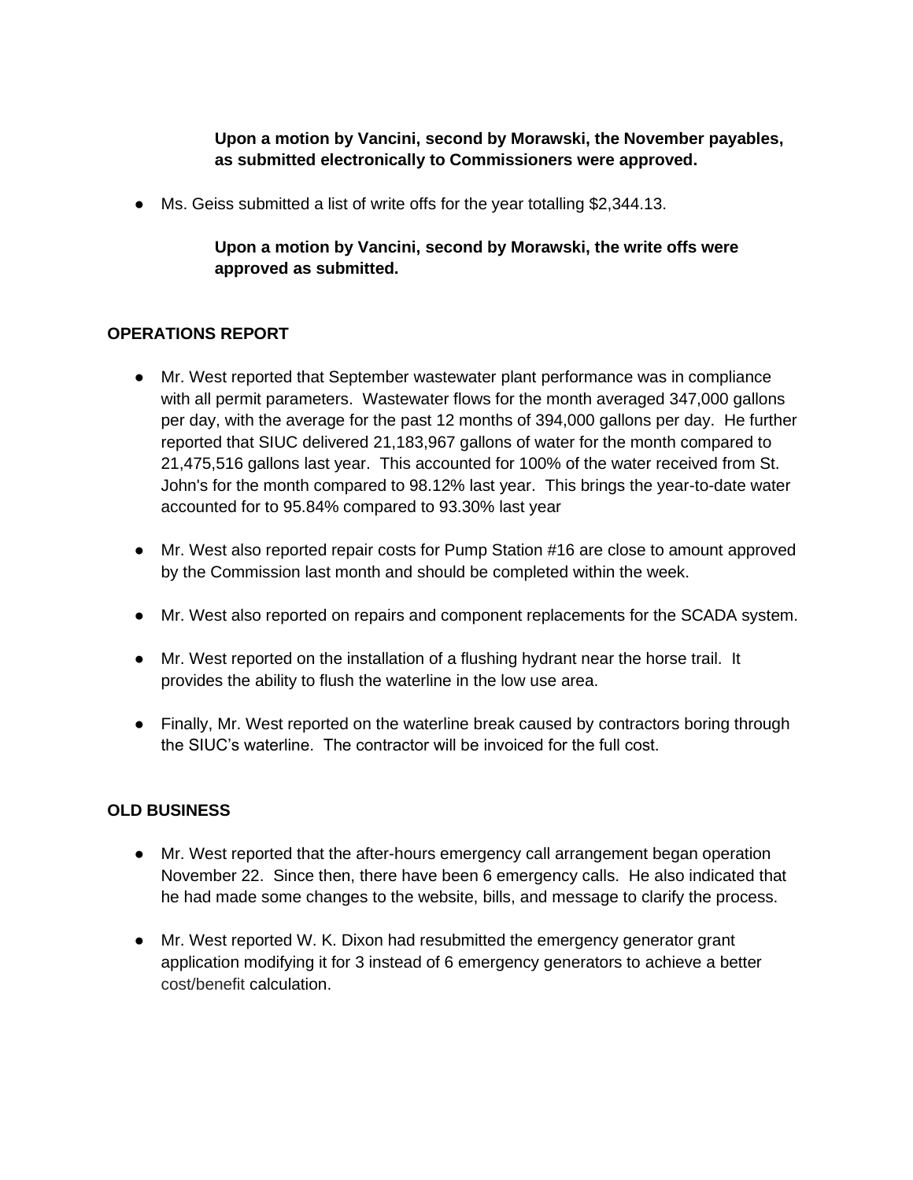**Upon a motion by Vancini, second by Morawski, the November payables, as submitted electronically to Commissioners were approved.**

- Ms. Geiss submitted a list of write offs for the year totalling $2,344.13.

**Upon a motion by Vancini, second by Morawski, the write offs were approved as submitted.**

## OPERATIONS REPORT

- Mr. West reported that September wastewater plant performance was in compliance with all permit parameters. Wastewater flows for the month averaged 347,000 gallons per day, with the average for the past 12 months of 394,000 gallons per day. He further reported that SIUC delivered 21,183,967 gallons of water for the month compared to 21,475,516 gallons last year. This accounted for 100% of the water received from St. John's for the month compared to 98.12% last year. This brings the year-to-date water accounted for to 95.84% compared to 93.30% last year

- Mr. West also reported repair costs for Pump Station #16 are close to amount approved by the Commission last month and should be completed within the week.

- Mr. West also reported on repairs and component replacements for the SCADA system.

- Mr. West reported on the installation of a flushing hydrant near the horse trail. It provides the ability to flush the waterline in the low use area.

- Finally, Mr. West reported on the waterline break caused by contractors boring through the SIUC's waterline. The contractor will be invoiced for the full cost.

## OLD BUSINESS

- Mr. West reported that the after-hours emergency call arrangement began operation November 22. Since then, there have been 6 emergency calls. He also indicated that he had made some changes to the website, bills, and message to clarify the process.

- Mr. West reported W. K. Dixon had resubmitted the emergency generator grant application modifying it for 3 instead of 6 emergency generators to achieve a better cost/benefit calculation.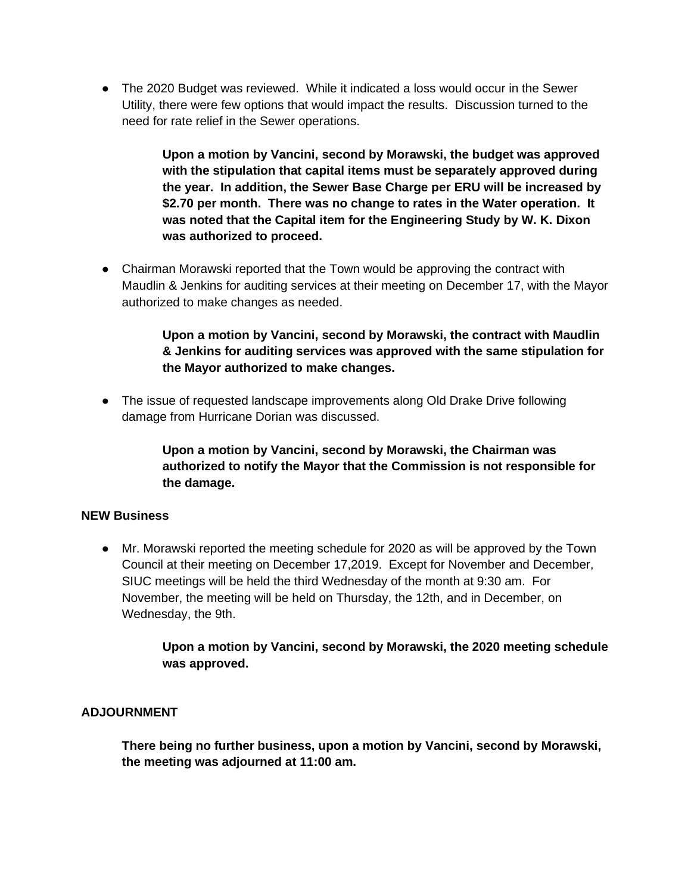- The 2020 Budget was reviewed. While it indicated a loss would occur in the Sewer Utility, there were few options that would impact the results. Discussion turned to the need for rate relief in the Sewer operations.

  **Upon a motion by Vancini, second by Morawski, the budget was approved with the stipulation that capital items must be separately approved during the year. In addition, the Sewer Base Charge per ERU will be increased by $2.70 per month. There was no change to rates in the Water operation. It was noted that the Capital item for the Engineering Study by W. K. Dixon was authorized to proceed.**

- Chairman Morawski reported that the Town would be approving the contract with Maudlin & Jenkins for auditing services at their meeting on December 17, with the Mayor authorized to make changes as needed.

  **Upon a motion by Vancini, second by Morawski, the contract with Maudlin & Jenkins for auditing services was approved with the same stipulation for the Mayor authorized to make changes.**

- The issue of requested landscape improvements along Old Drake Drive following damage from Hurricane Dorian was discussed.

  **Upon a motion by Vancini, second by Morawski, the Chairman was authorized to notify the Mayor that the Commission is not responsible for the damage.**

**NEW Business**

- Mr. Morawski reported the meeting schedule for 2020 as will be approved by the Town Council at their meeting on December 17,2019. Except for November and December, SIUC meetings will be held the third Wednesday of the month at 9:30 am. For November, the meeting will be held on Thursday, the 12th, and in December, on Wednesday, the 9th.

  **Upon a motion by Vancini, second by Morawski, the 2020 meeting schedule was approved.**

**ADJOURNMENT**

**There being no further business, upon a motion by Vancini, second by Morawski, the meeting was adjourned at 11:00 am.**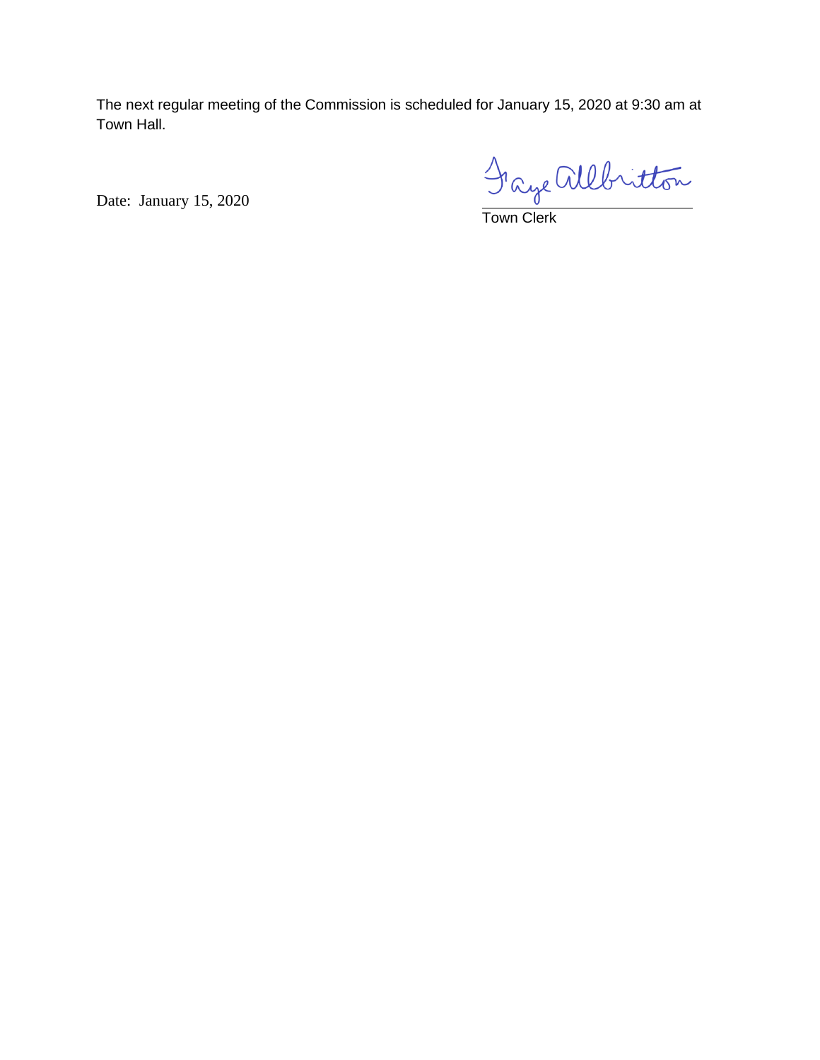The next regular meeting of the Commission is scheduled for January 15, 2020 at 9:30 am at Town Hall.

Date: January 15, 2020

Faye Allbritton

Town Clerk